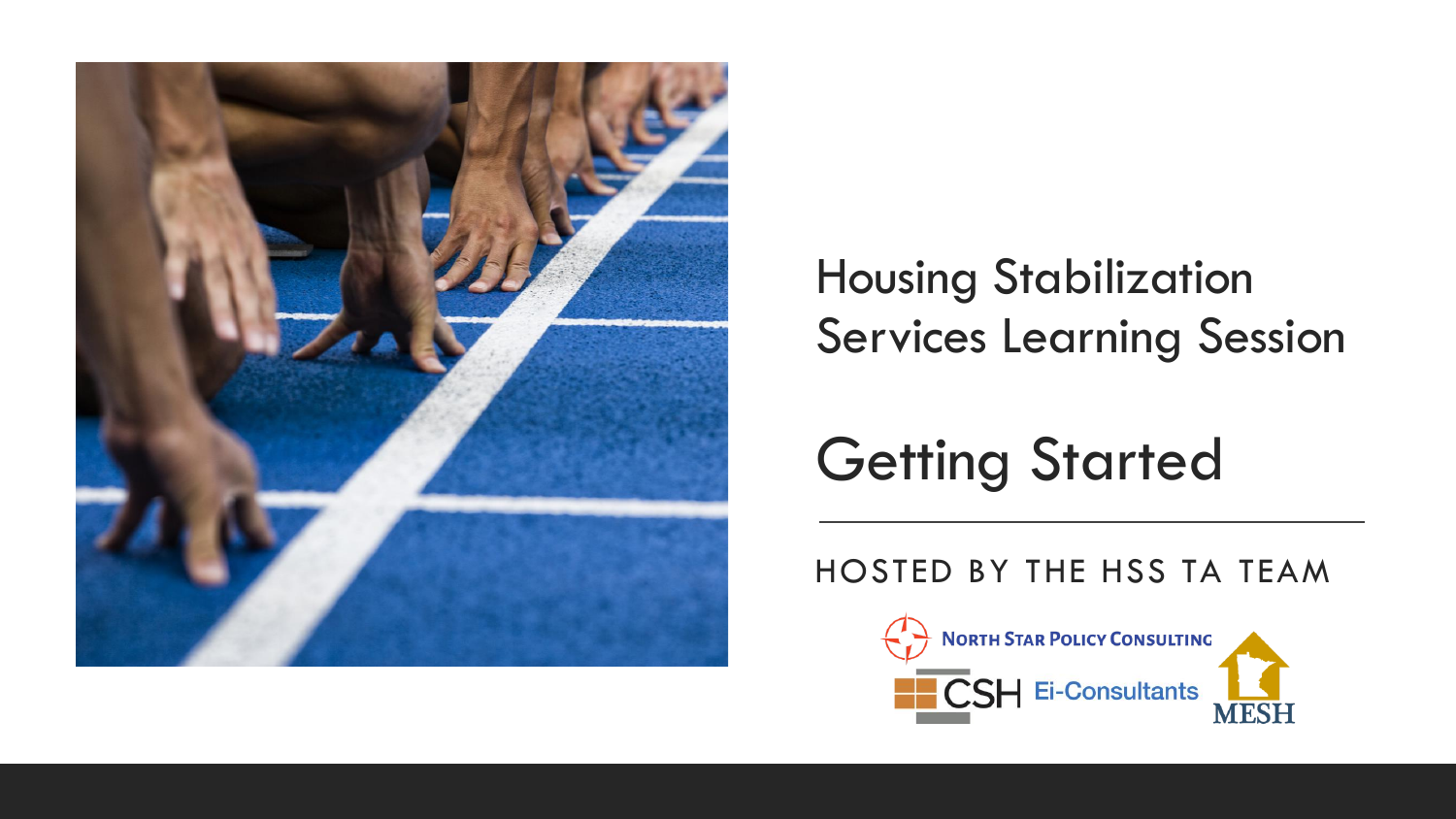# Housing Stabilization Services Learning Session

## Getting Started

HOSTED BY THE HSS TA TEAM

North Star Policy Consulting

CSH

Ei-Consultants

MESH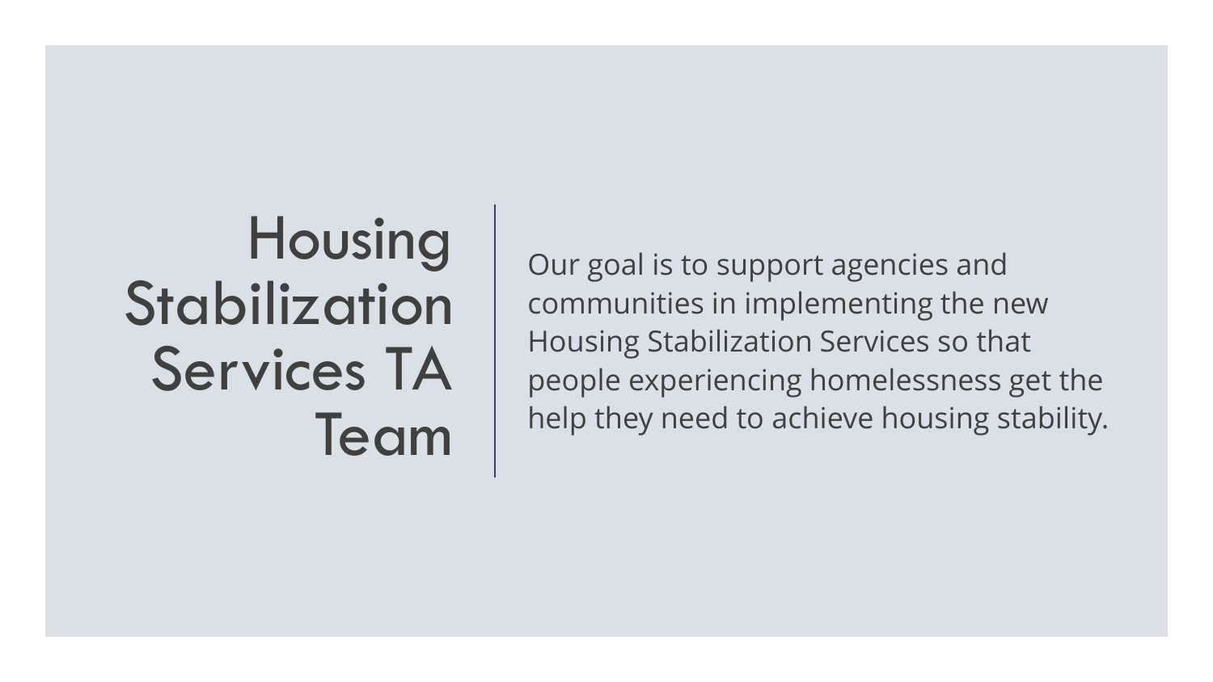# Housing Stabilization Services TA Team

Our goal is to support agencies and communities in implementing the new Housing Stabilization Services so that people experiencing homelessness get the help they need to achieve housing stability.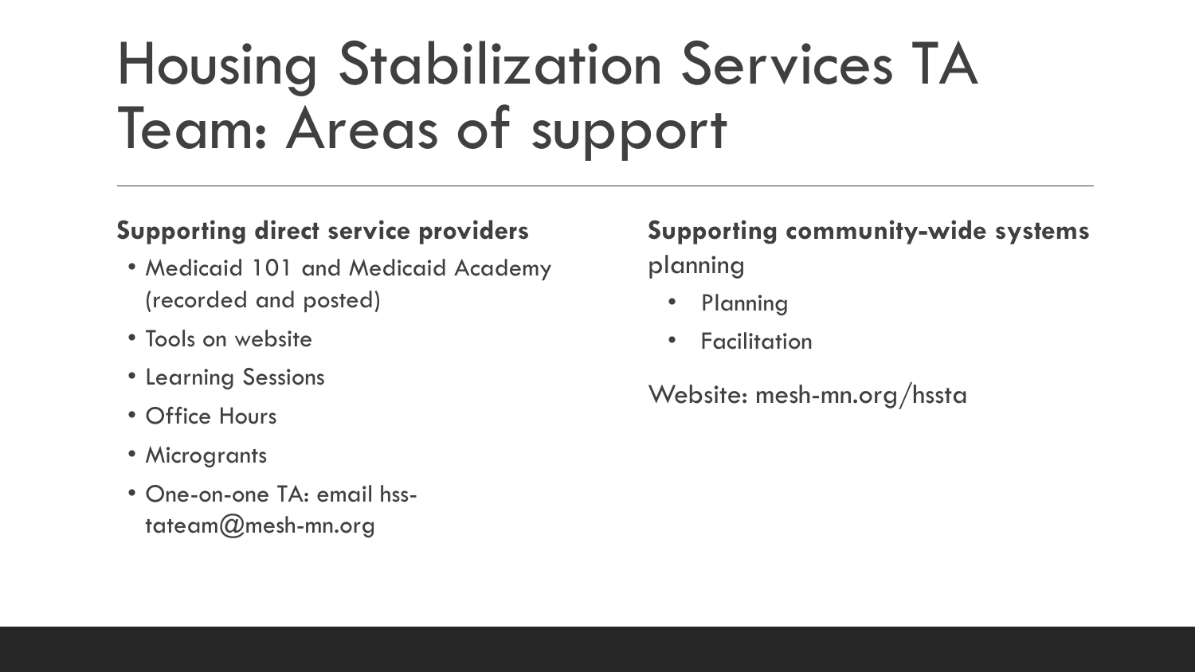# Housing Stabilization Services TA Team: Areas of support

**Supporting direct service providers**

- Medicaid 101 and Medicaid Academy (recorded and posted)
- Tools on website
- Learning Sessions
- Office Hours
- Microgrants
- One-on-one TA: email hss-tateam@mesh-mn.org

**Supporting community-wide systems** planning

- Planning
- Facilitation

Website: mesh-mn.org/hssta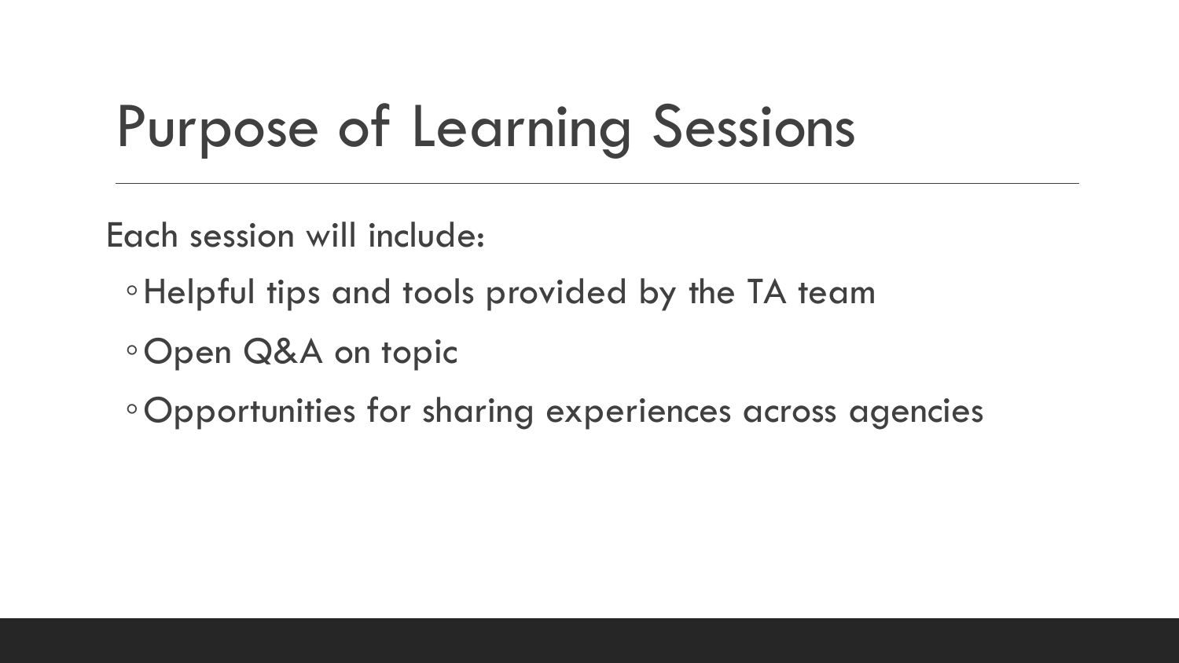# Purpose of Learning Sessions

Each session will include:

- Helpful tips and tools provided by the TA team
- Open Q&A on topic
- Opportunities for sharing experiences across agencies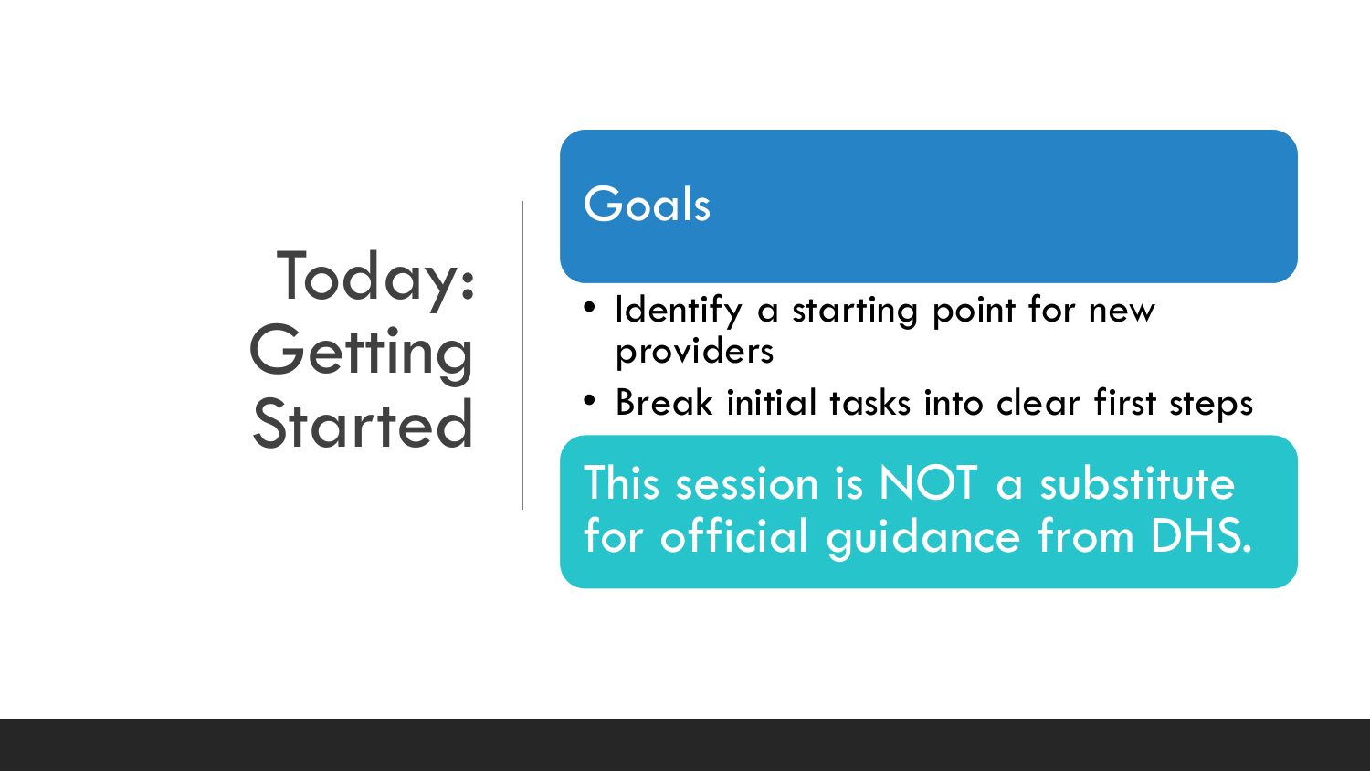# Today: Getting Started

## Goals

- Identify a starting point for new providers
- Break initial tasks into clear first steps

**This session is NOT a substitute for official guidance from DHS.**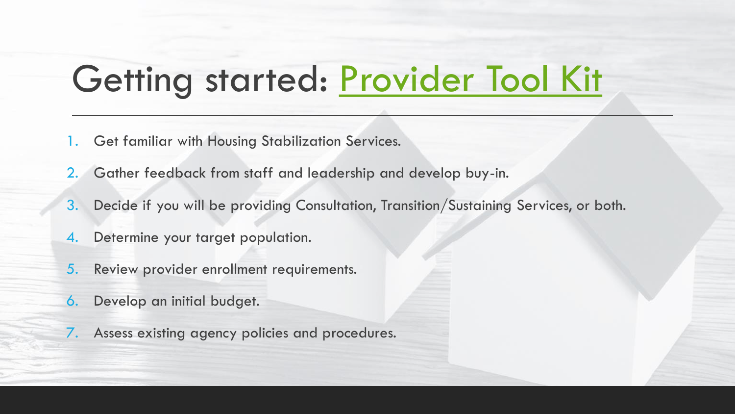# Getting started: Provider Tool Kit

1. Get familiar with Housing Stabilization Services.
2. Gather feedback from staff and leadership and develop buy-in.
3. Decide if you will be providing Consultation, Transition/Sustaining Services, or both.
4. Determine your target population.
5. Review provider enrollment requirements.
6. Develop an initial budget.
7. Assess existing agency policies and procedures.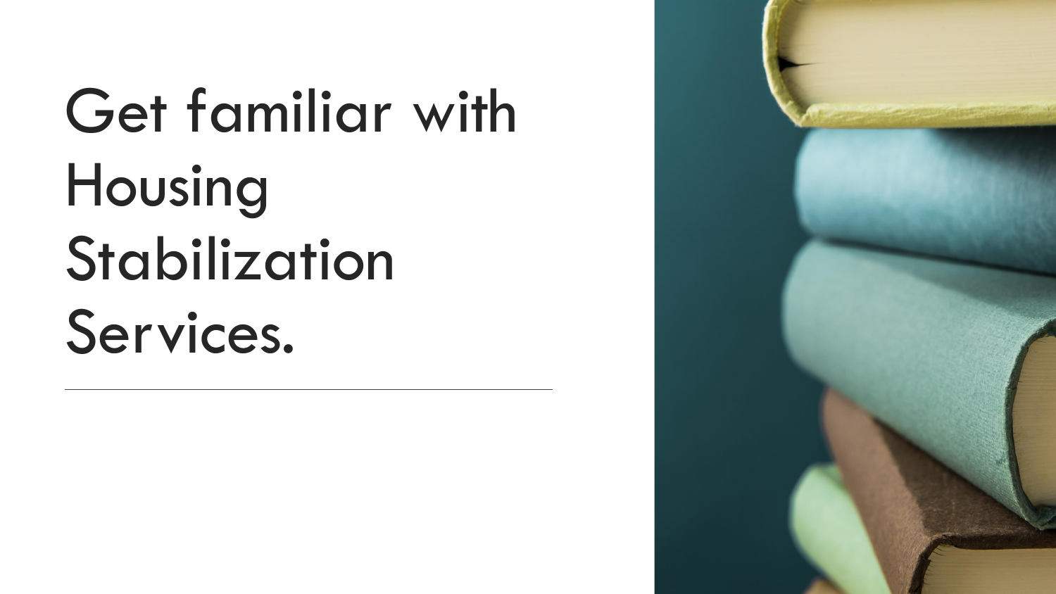# Get familiar with Housing Stabilization Services.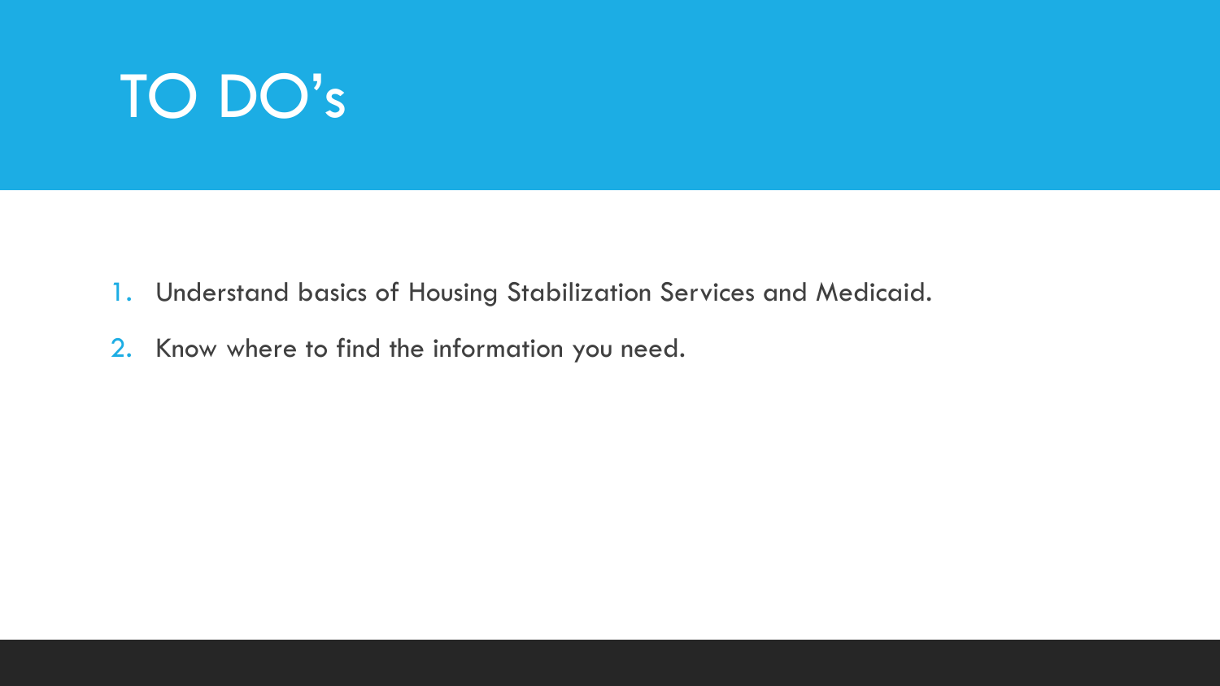# TO DO's

1. Understand basics of Housing Stabilization Services and Medicaid.
2. Know where to find the information you need.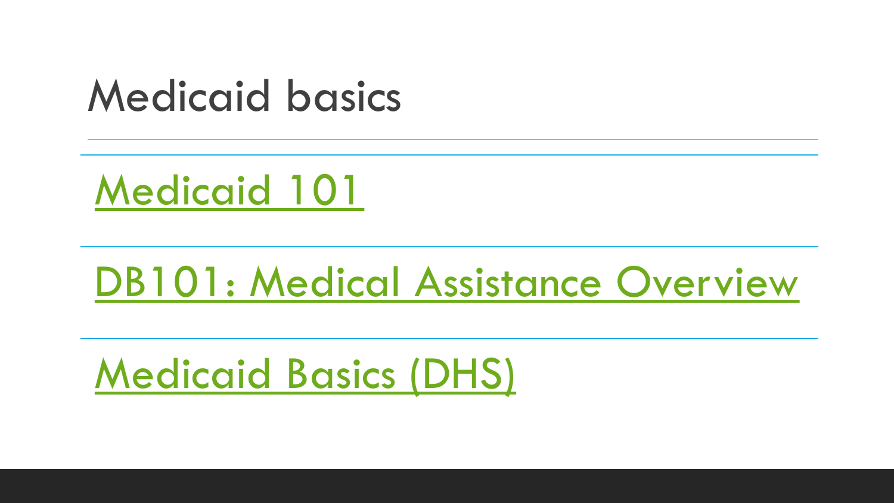# Medicaid basics

Medicaid 101

DB101: Medical Assistance Overview

Medicaid Basics (DHS)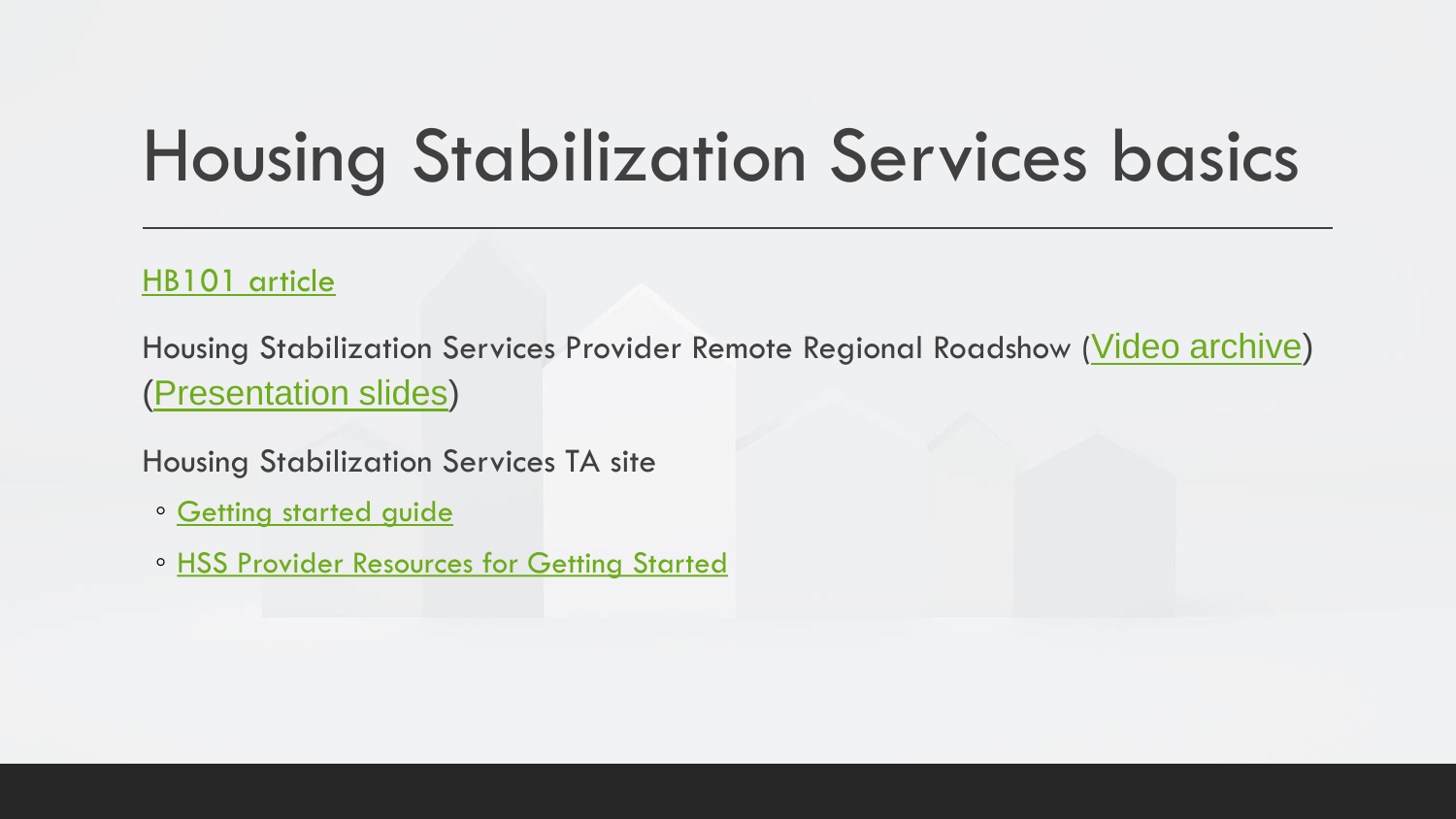# Housing Stabilization Services basics

HB101 article

Housing Stabilization Services Provider Remote Regional Roadshow (Video archive) (Presentation slides)

Housing Stabilization Services TA site

- Getting started guide
- HSS Provider Resources for Getting Started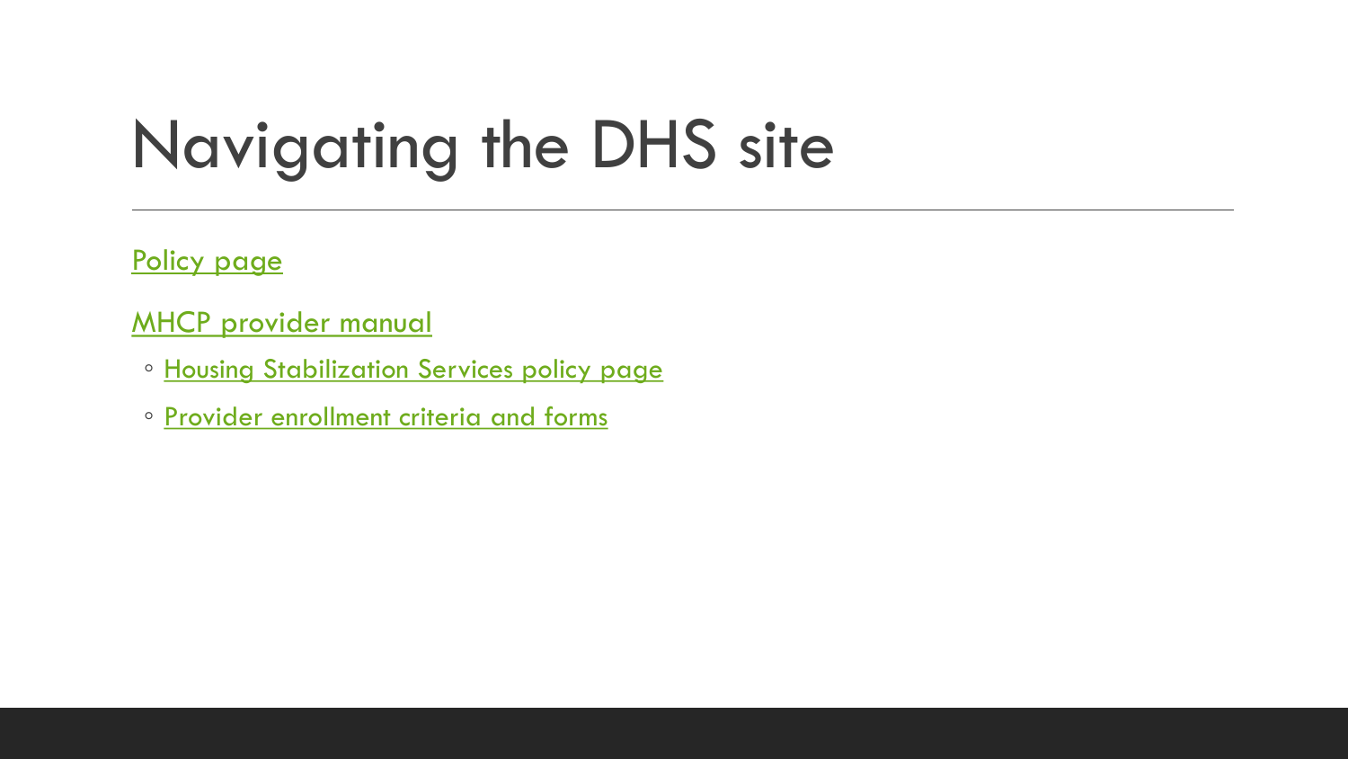# Navigating the DHS site

Policy page

MHCP provider manual

- Housing Stabilization Services policy page
- Provider enrollment criteria and forms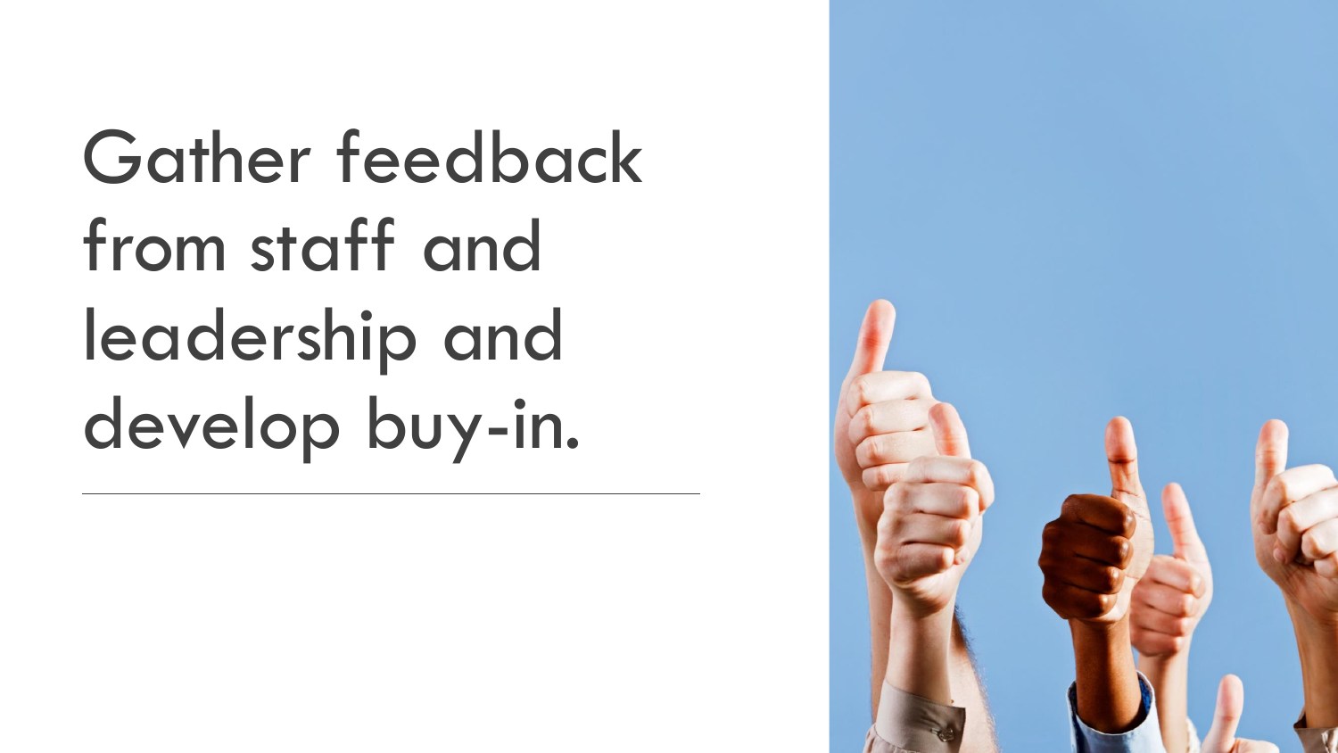# Gather feedback from staff and leadership and develop buy-in.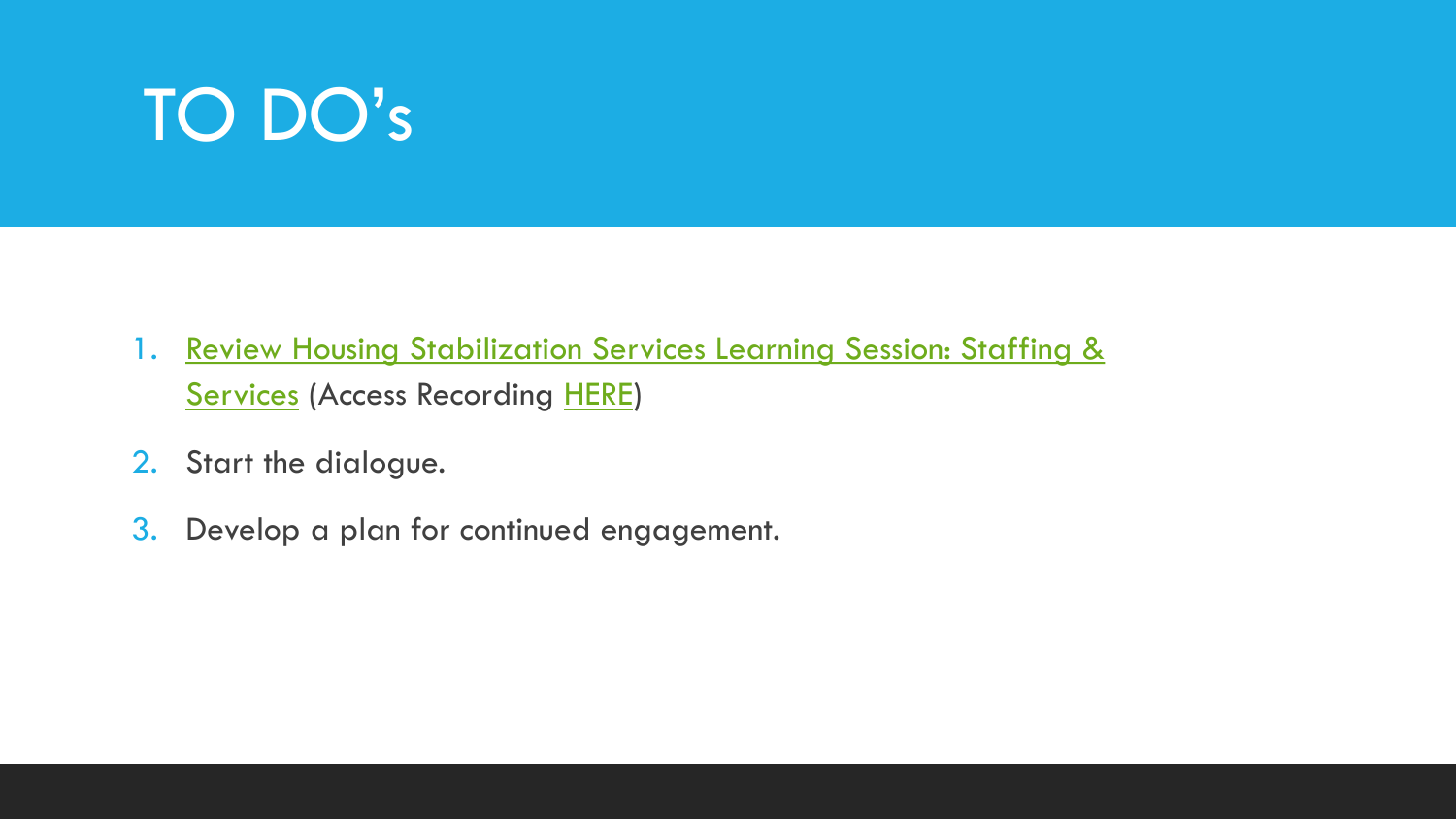# TO DO's

1. Review Housing Stabilization Services Learning Session: Staffing & Services (Access Recording HERE)
2. Start the dialogue.
3. Develop a plan for continued engagement.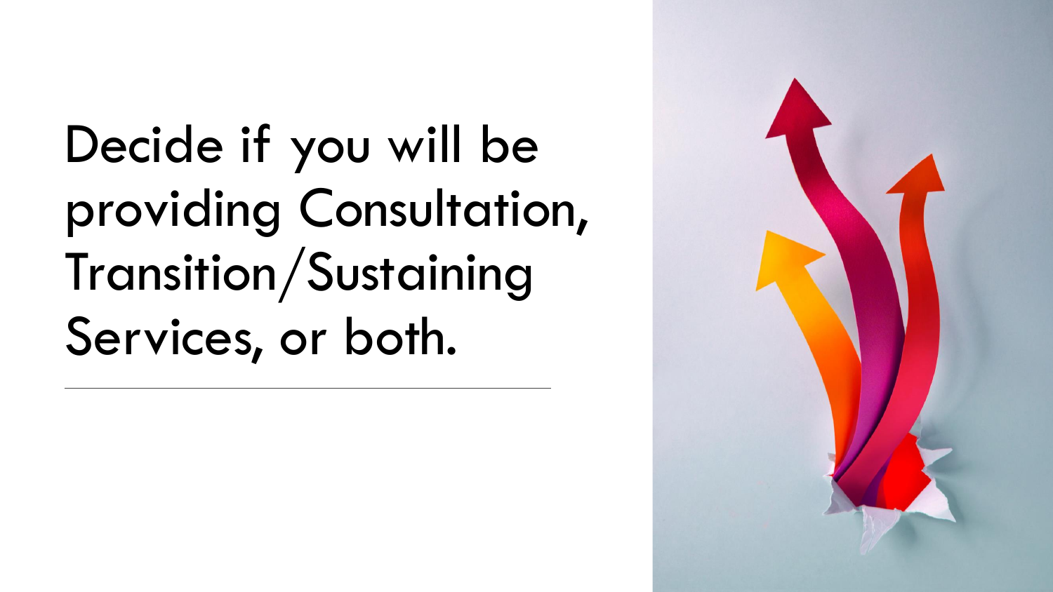# Decide if you will be providing Consultation, Transition/Sustaining Services, or both.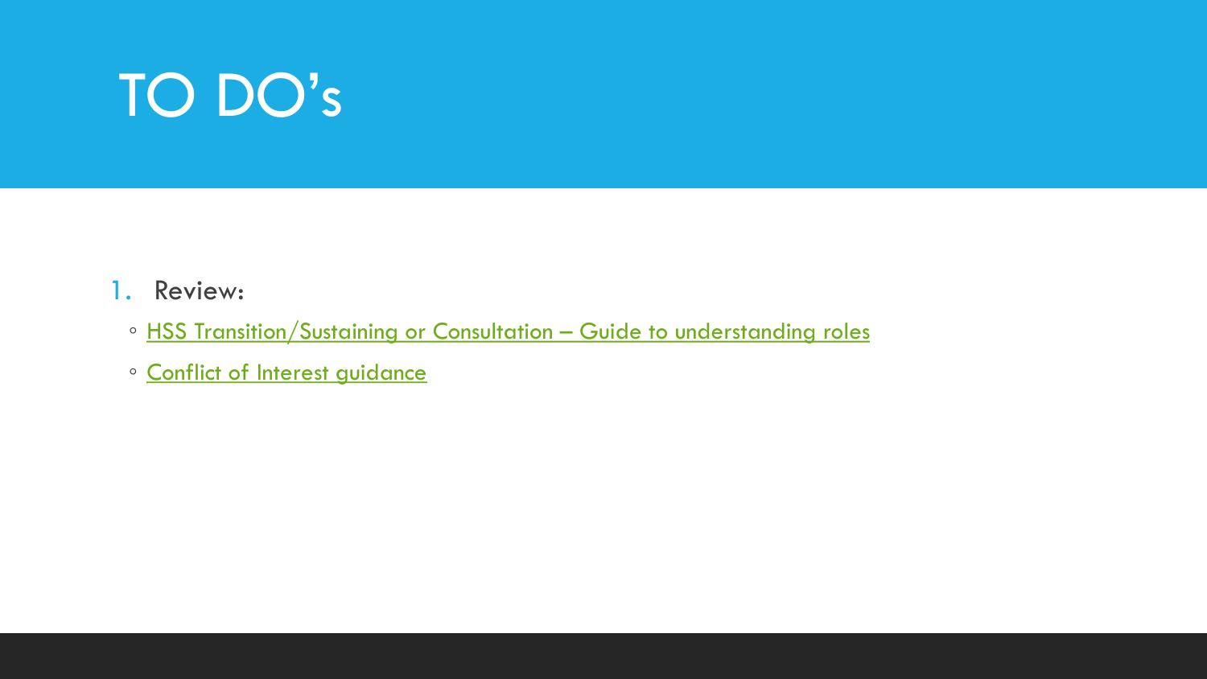# TO DO's

1. Review:
   - HSS Transition/Sustaining or Consultation – Guide to understanding roles
   - Conflict of Interest guidance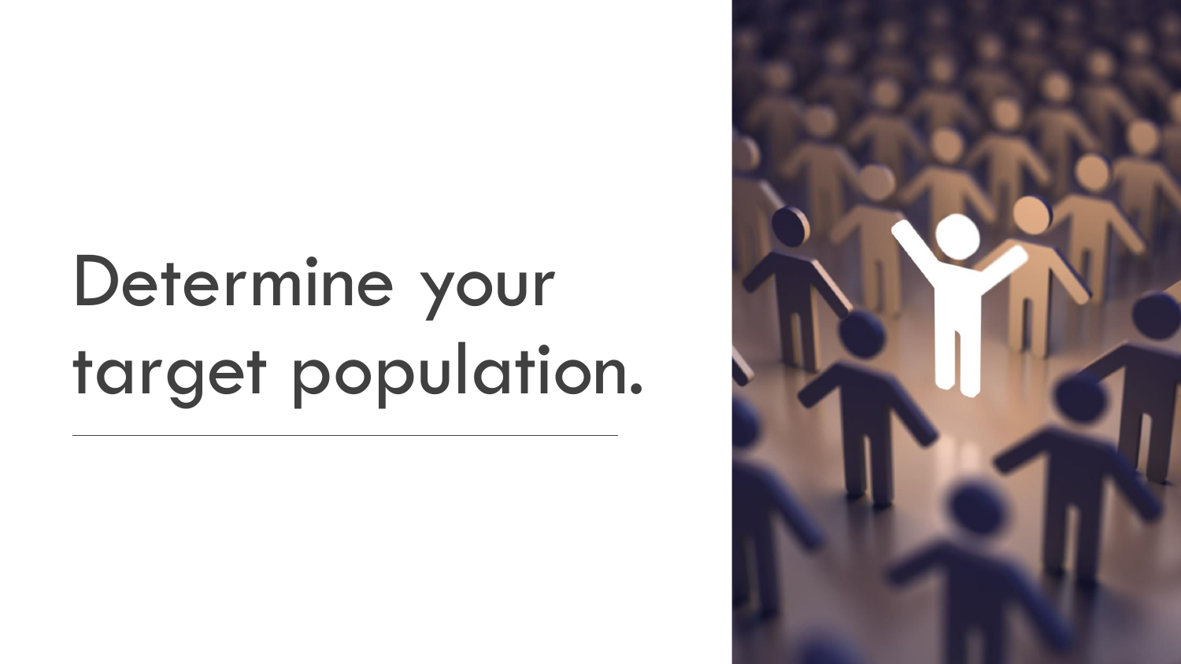# Determine your target population.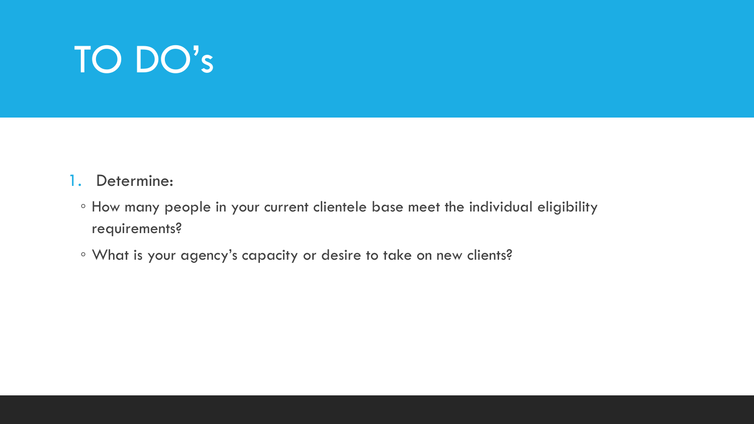# TO DO's

1. Determine:
   - How many people in your current clientele base meet the individual eligibility requirements?
   - What is your agency's capacity or desire to take on new clients?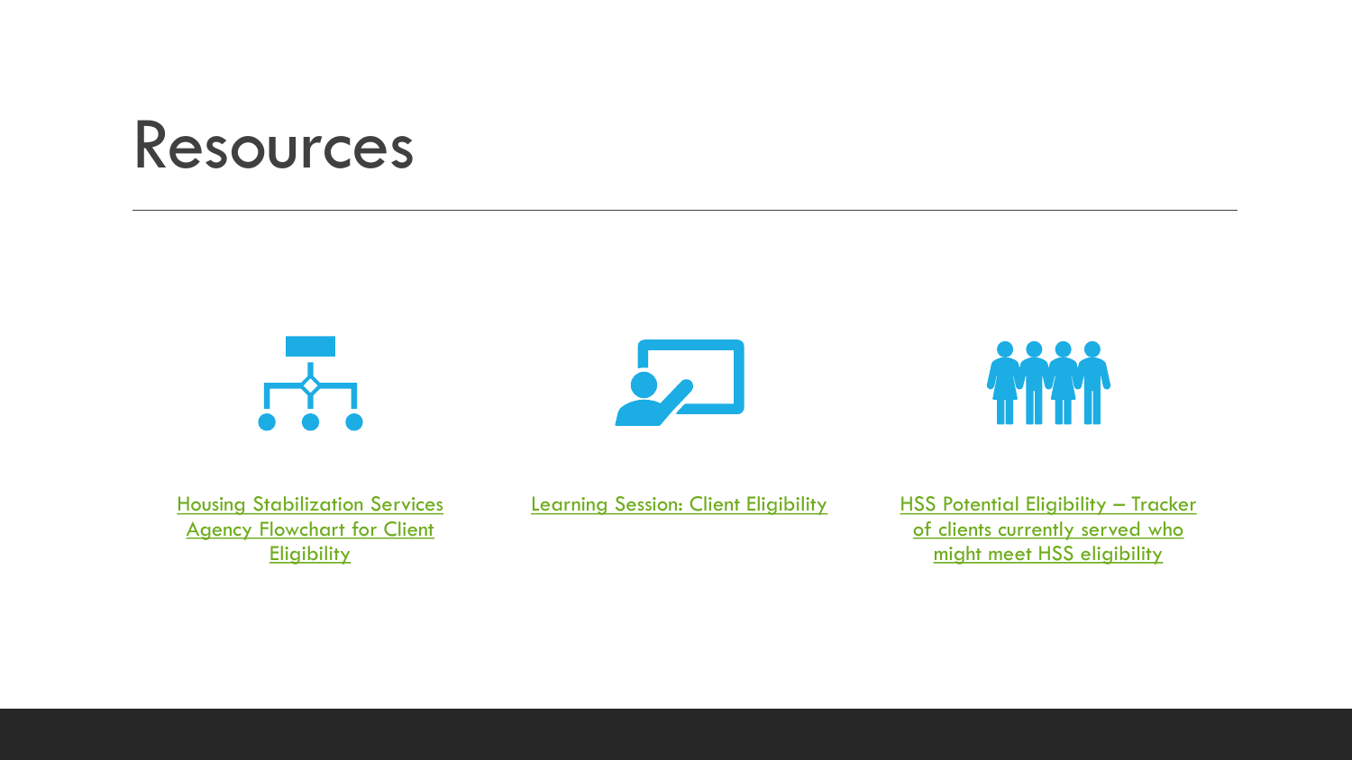# Resources

- Housing Stabilization Services Agency Flowchart for Client Eligibility
- Learning Session: Client Eligibility
- HSS Potential Eligibility – Tracker of clients currently served who might meet HSS eligibility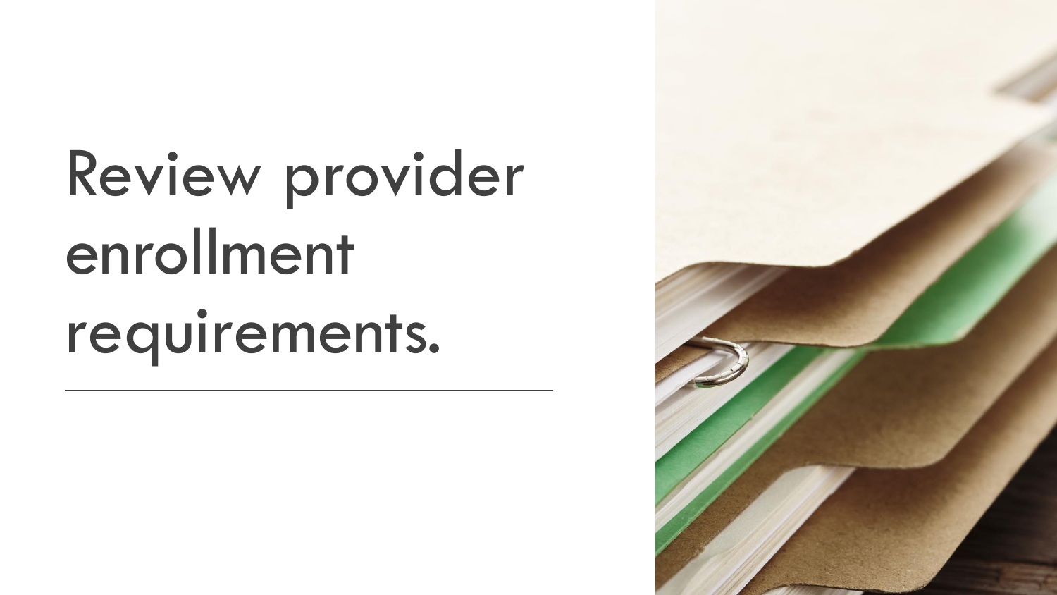# Review provider enrollment requirements.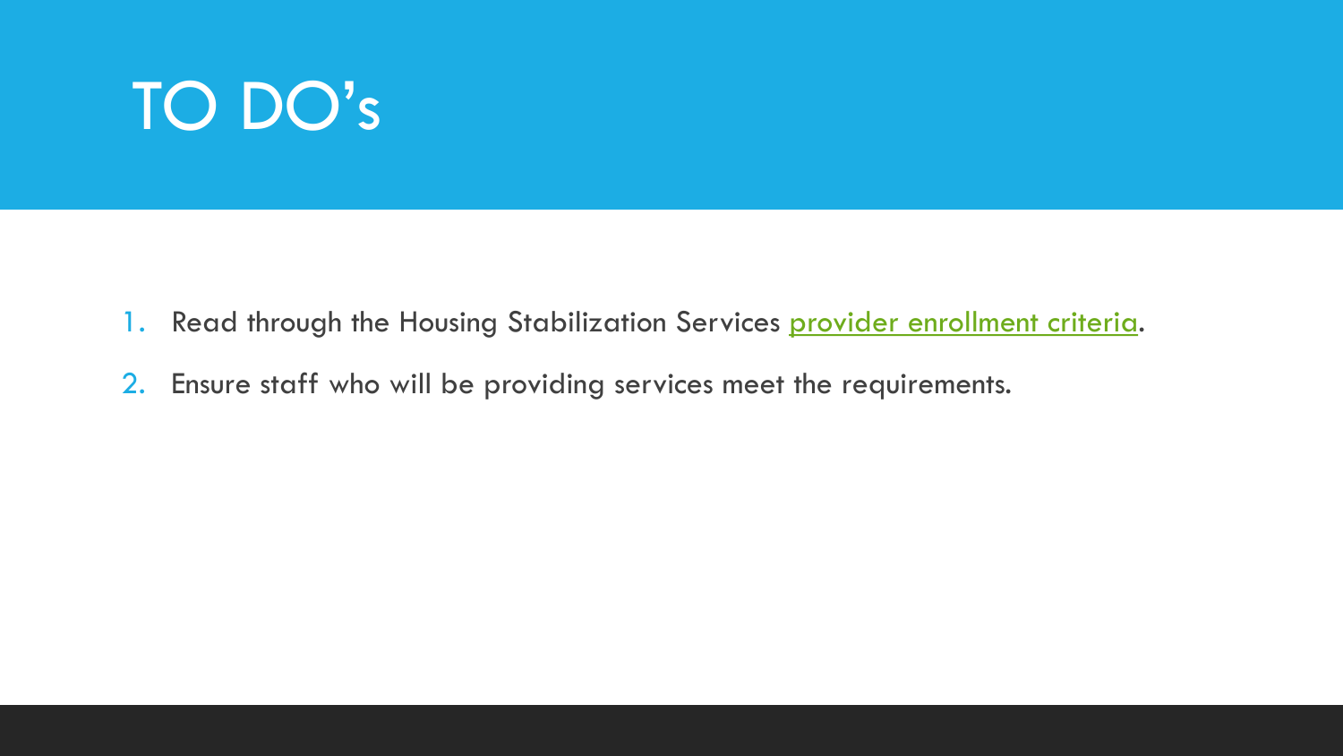# TO DO’s

1. Read through the Housing Stabilization Services provider enrollment criteria.
2. Ensure staff who will be providing services meet the requirements.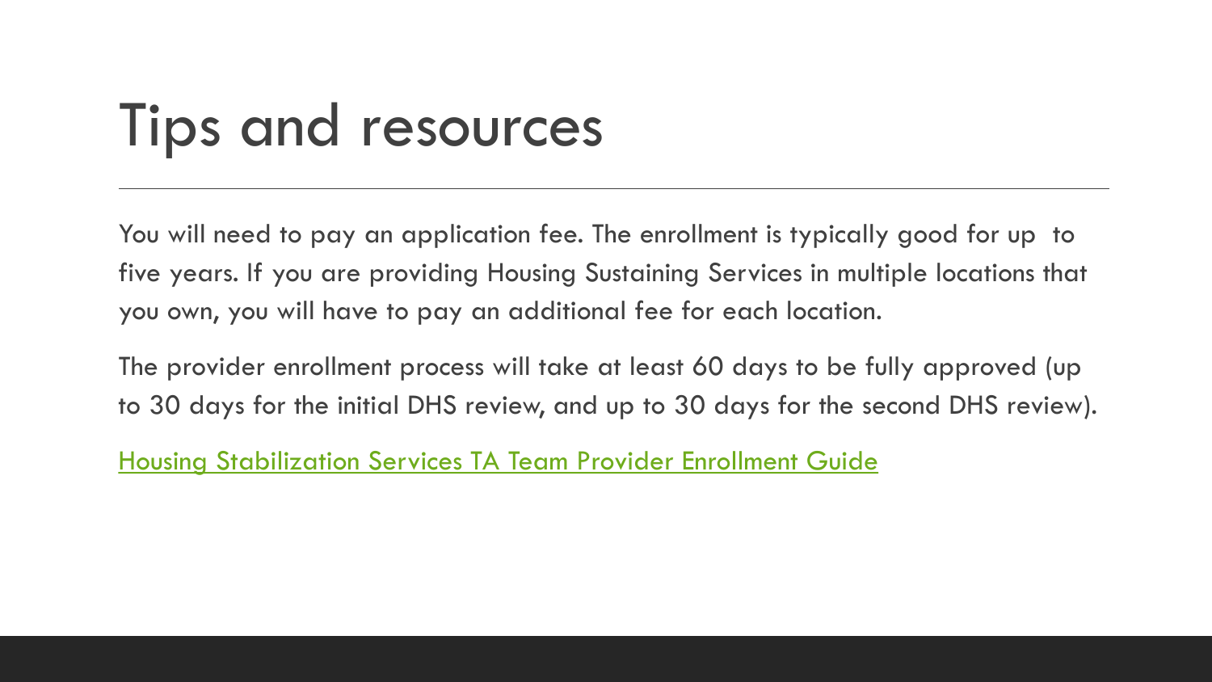# Tips and resources

You will need to pay an application fee. The enrollment is typically good for up to five years. If you are providing Housing Sustaining Services in multiple locations that you own, you will have to pay an additional fee for each location.

The provider enrollment process will take at least 60 days to be fully approved (up to 30 days for the initial DHS review, and up to 30 days for the second DHS review).

Housing Stabilization Services TA Team Provider Enrollment Guide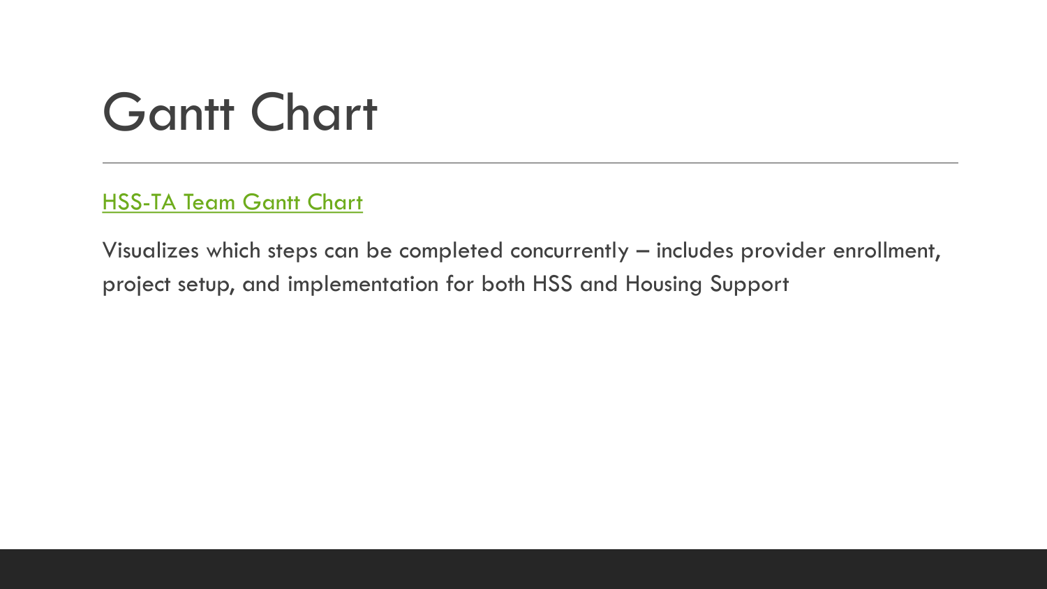# Gantt Chart

HSS-TA Team Gantt Chart

Visualizes which steps can be completed concurrently – includes provider enrollment, project setup, and implementation for both HSS and Housing Support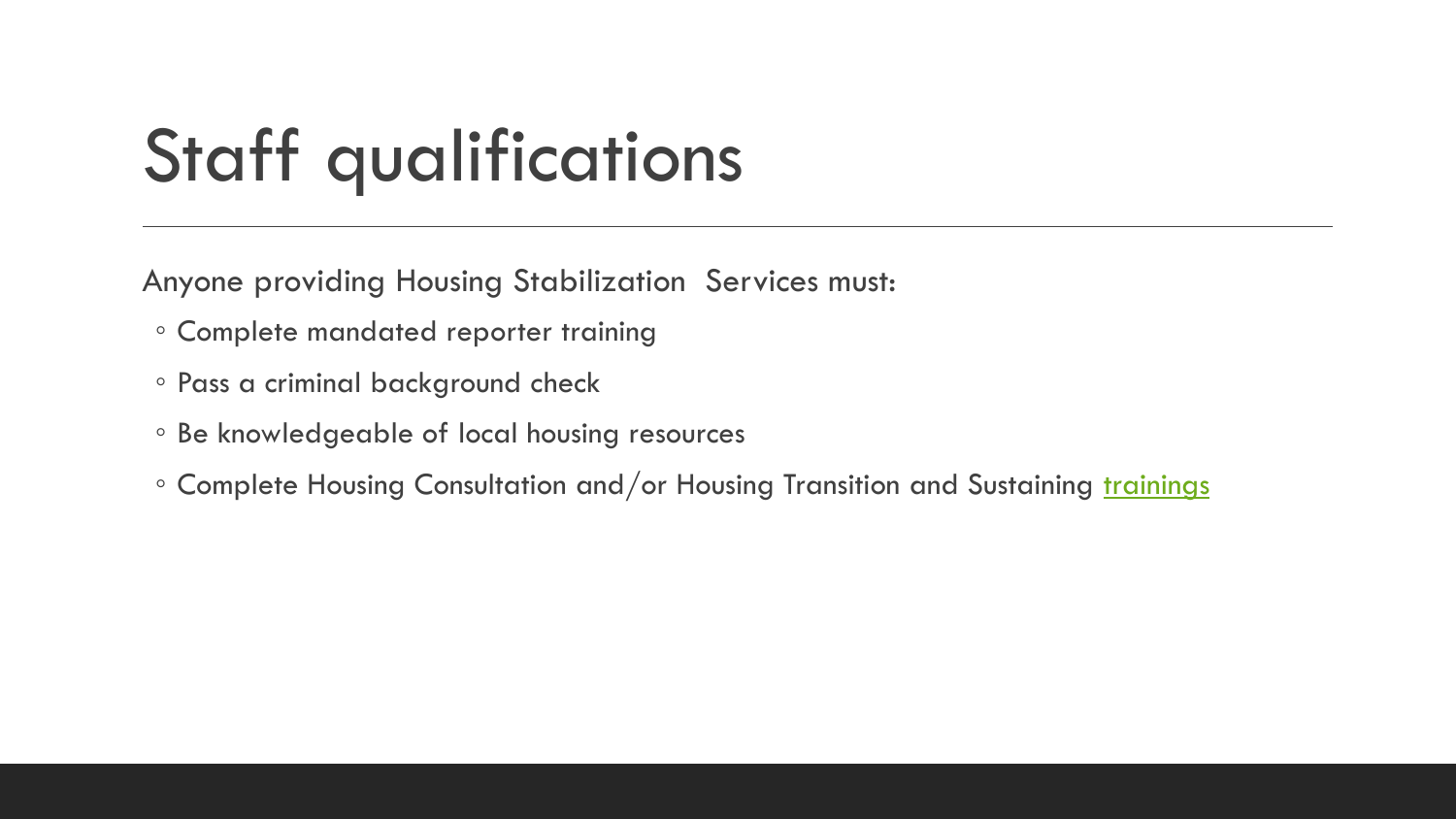# Staff qualifications

Anyone providing Housing Stabilization  Services must:

- Complete mandated reporter training
- Pass a criminal background check
- Be knowledgeable of local housing resources
- Complete Housing Consultation and/or Housing Transition and Sustaining trainings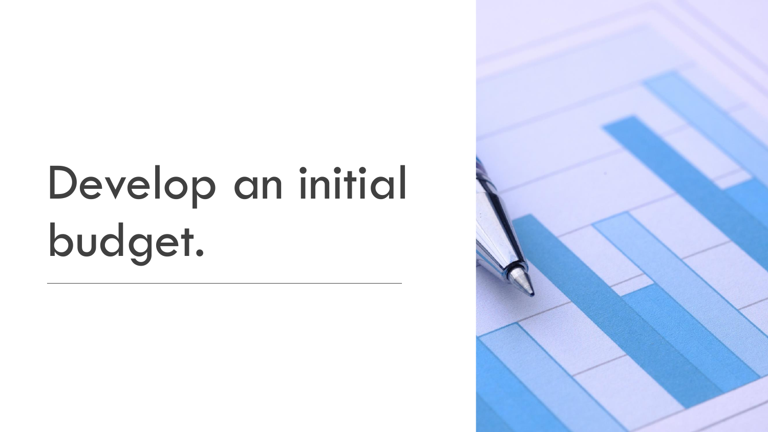# Develop an initial budget.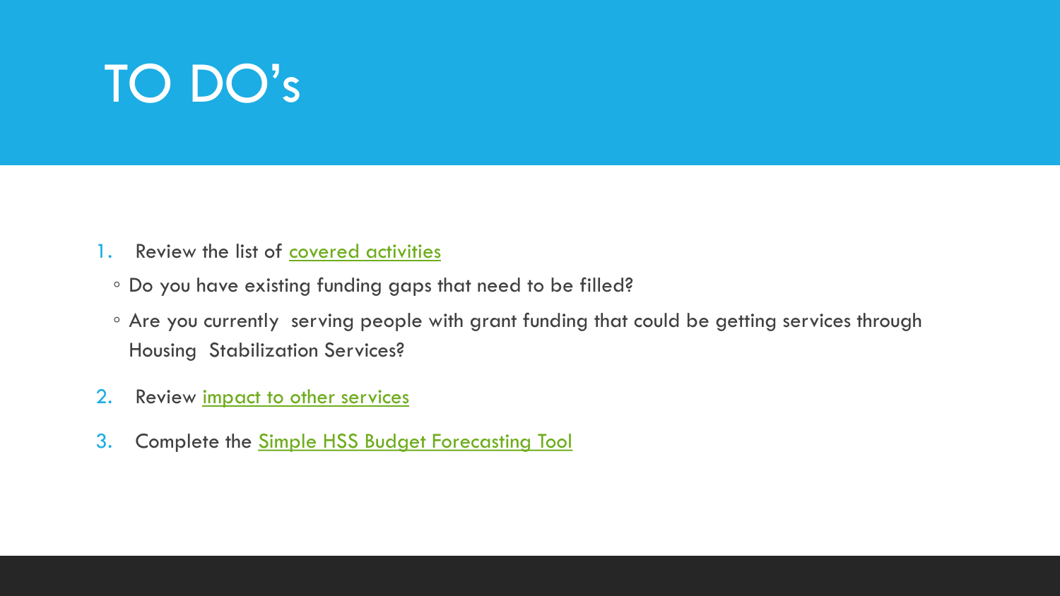# TO DO's

1. Review the list of covered activities
    - Do you have existing funding gaps that need to be filled?
    - Are you currently serving people with grant funding that could be getting services through Housing Stabilization Services?
2. Review impact to other services
3. Complete the Simple HSS Budget Forecasting Tool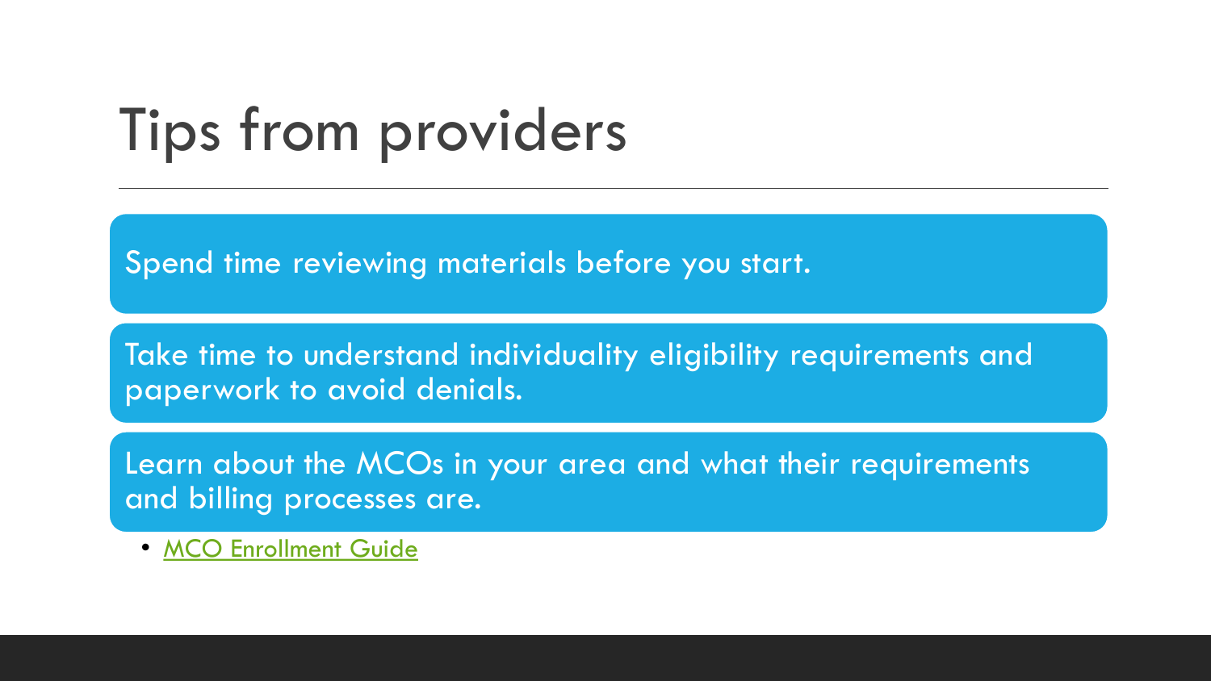# Tips from providers

Spend time reviewing materials before you start.

Take time to understand individuality eligibility requirements and paperwork to avoid denials.

Learn about the MCOs in your area and what their requirements and billing processes are.

- MCO Enrollment Guide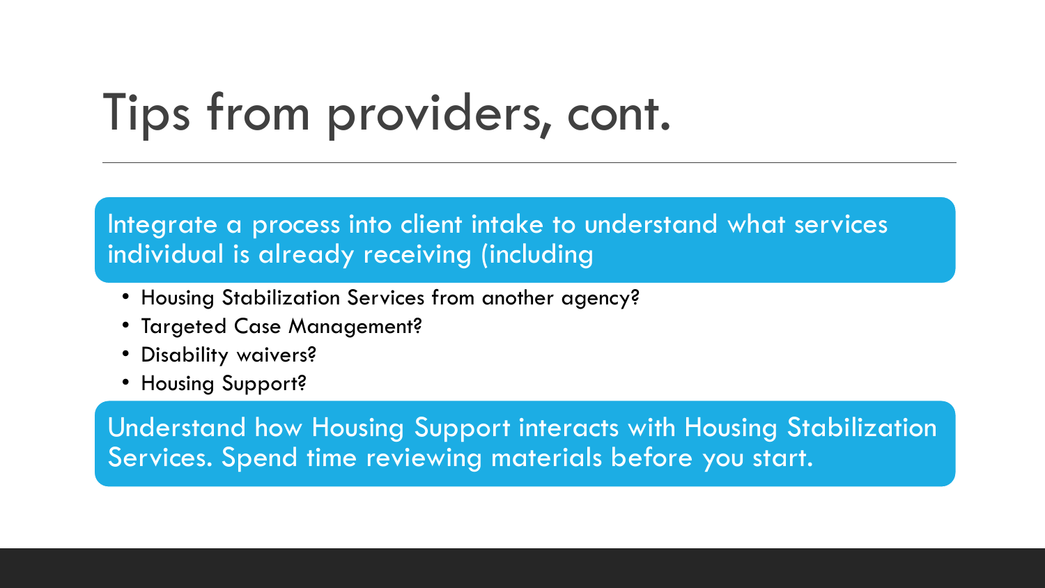# Tips from providers, cont.

Integrate a process into client intake to understand what services individual is already receiving (including

- Housing Stabilization Services from another agency?
- Targeted Case Management?
- Disability waivers?
- Housing Support?

Understand how Housing Support interacts with Housing Stabilization Services. Spend time reviewing materials before you start.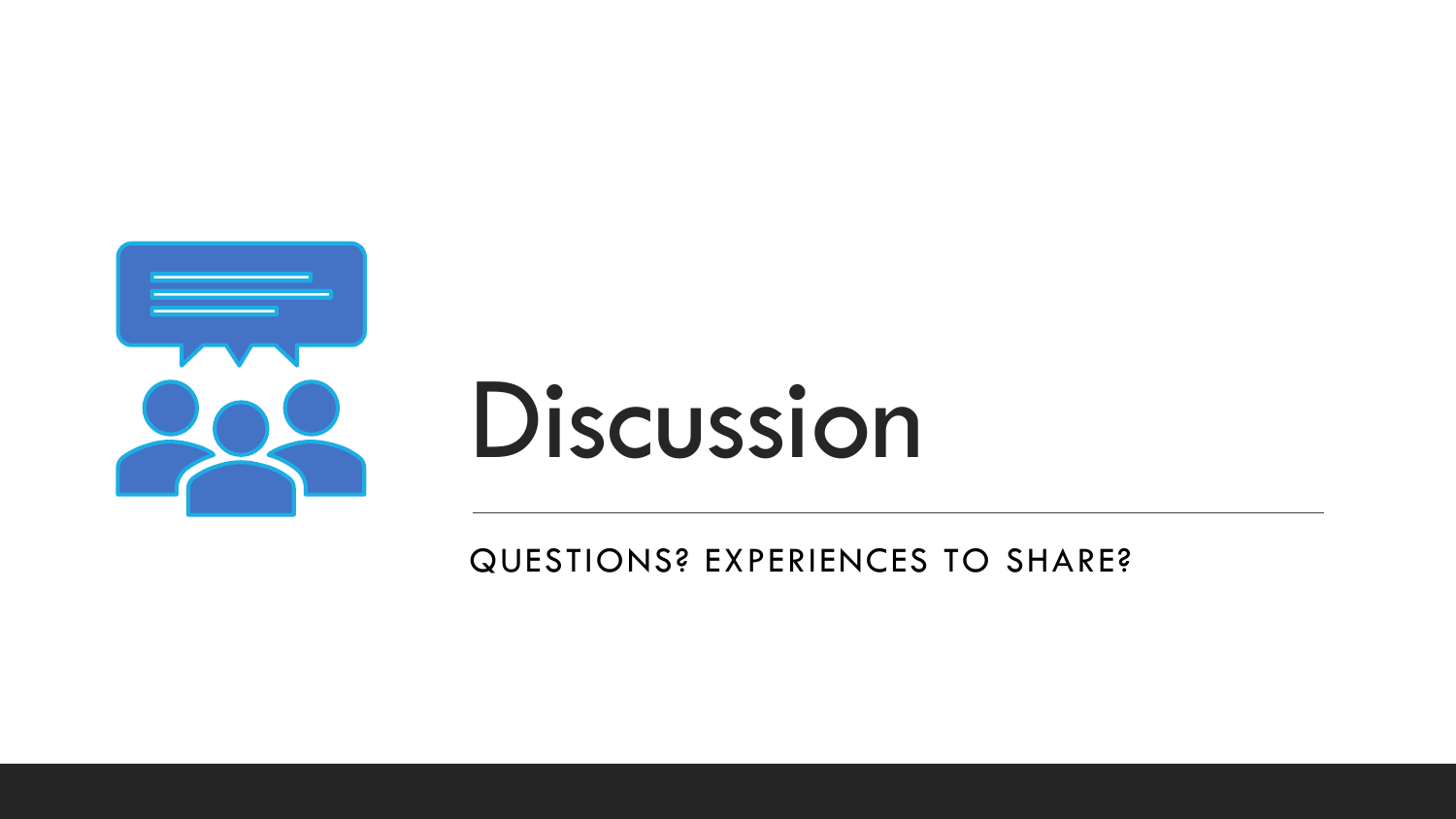# Discussion

QUESTIONS? EXPERIENCES TO SHARE?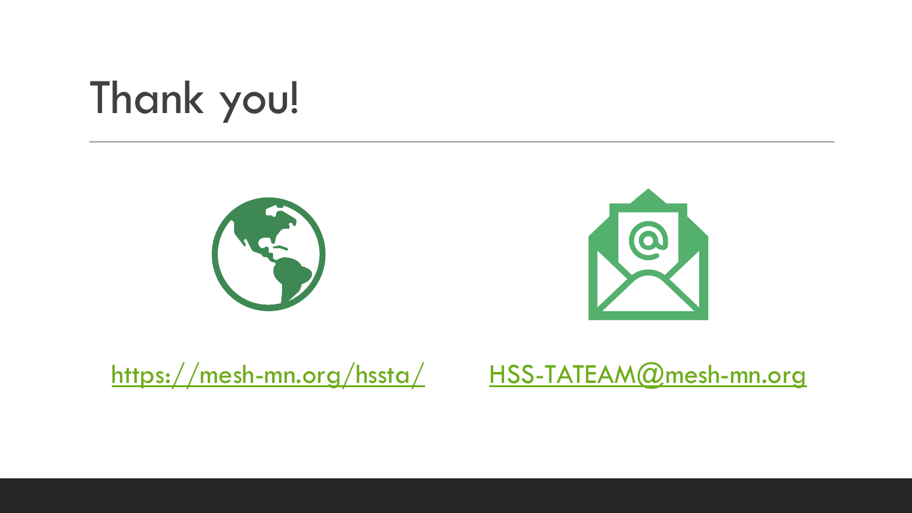# Thank you!

https://mesh-mn.org/hssta/

HSS-TATEAM@mesh-mn.org